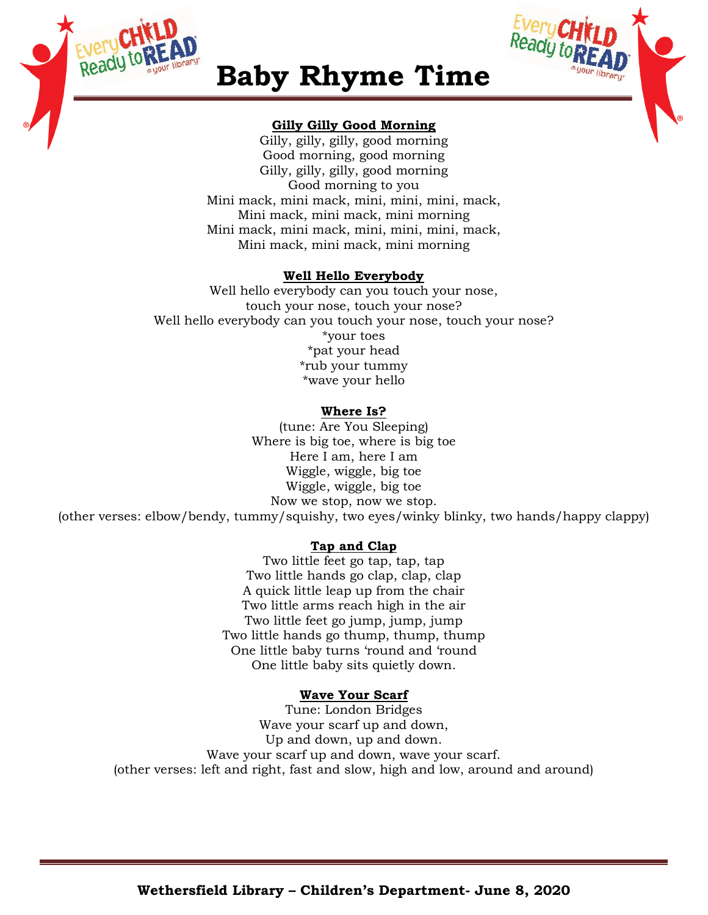# Baby Rhyme Time

**Gilly Gilly Good Morning**

Gilly, gilly, gilly, good morning
Good morning, good morning
Gilly, gilly, gilly, good morning
Good morning to you
Mini mack, mini mack, mini, mini, mini, mack,
Mini mack, mini mack, mini morning
Mini mack, mini mack, mini, mini, mini, mack,
Mini mack, mini mack, mini morning

**Well Hello Everybody**

Well hello everybody can you touch your nose,
touch your nose, touch your nose?
Well hello everybody can you touch your nose, touch your nose?
*your toes
*pat your head
*rub your tummy
*wave your hello

**Where Is?**

(tune: Are You Sleeping)
Where is big toe, where is big toe
Here I am, here I am
Wiggle, wiggle, big toe
Wiggle, wiggle, big toe
Now we stop, now we stop.
(other verses: elbow/bendy, tummy/squishy, two eyes/winky blinky, two hands/happy clappy)

**Tap and Clap**

Two little feet go tap, tap, tap
Two little hands go clap, clap, clap
A quick little leap up from the chair
Two little arms reach high in the air
Two little feet go jump, jump, jump
Two little hands go thump, thump, thump
One little baby turns 'round and 'round
One little baby sits quietly down.

**Wave Your Scarf**

Tune: London Bridges
Wave your scarf up and down,
Up and down, up and down.
Wave your scarf up and down, wave your scarf.
(other verses: left and right, fast and slow, high and low, around and around)

**Wethersfield Library – Children's Department- June 8, 2020**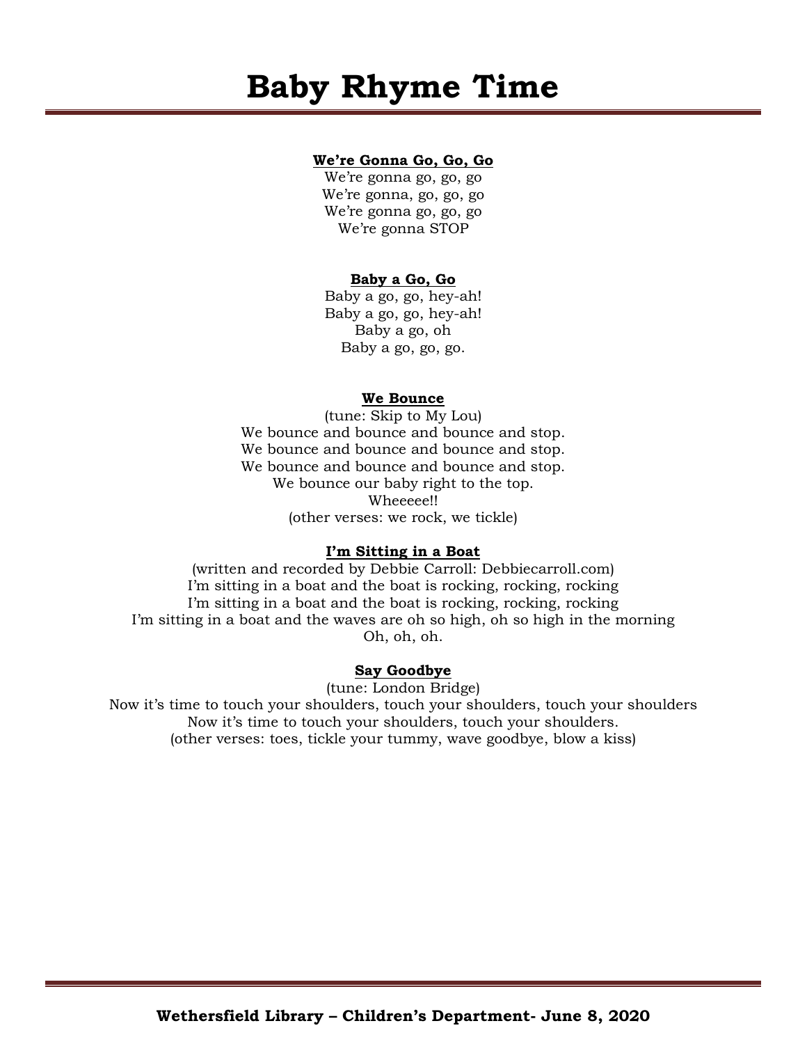# Baby Rhyme Time

**We're Gonna Go, Go, Go**

We're gonna go, go, go
We're gonna, go, go, go
We're gonna go, go, go
We're gonna STOP

**Baby a Go, Go**

Baby a go, go, hey-ah!
Baby a go, go, hey-ah!
Baby a go, oh
Baby a go, go, go.

**We Bounce**

(tune: Skip to My Lou)
We bounce and bounce and bounce and stop.
We bounce and bounce and bounce and stop.
We bounce and bounce and bounce and stop.
We bounce our baby right to the top.
Wheeeee!!
(other verses: we rock, we tickle)

**I'm Sitting in a Boat**

(written and recorded by Debbie Carroll: Debbiecarroll.com)
I'm sitting in a boat and the boat is rocking, rocking, rocking
I'm sitting in a boat and the boat is rocking, rocking, rocking
I'm sitting in a boat and the waves are oh so high, oh so high in the morning
Oh, oh, oh.

**Say Goodbye**

(tune: London Bridge)
Now it's time to touch your shoulders, touch your shoulders, touch your shoulders
Now it's time to touch your shoulders, touch your shoulders.
(other verses: toes, tickle your tummy, wave goodbye, blow a kiss)